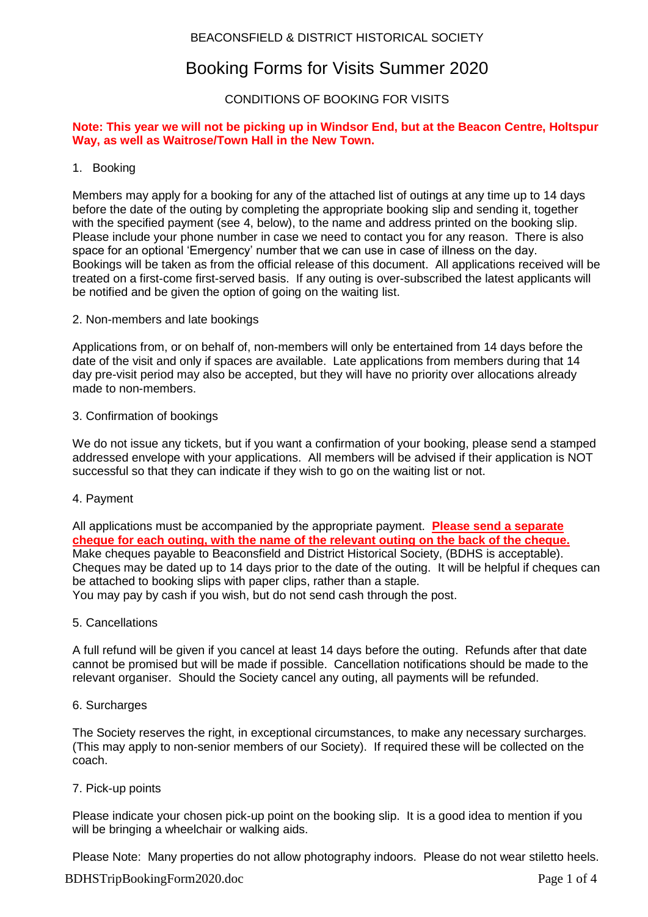BEACONSFIELD & DISTRICT HISTORICAL SOCIETY

# Booking Forms for Visits Summer 2020

## CONDITIONS OF BOOKING FOR VISITS

**Note: This year we will not be picking up in Windsor End, but at the Beacon Centre, Holtspur Way, as well as Waitrose/Town Hall in the New Town.**

### 1. Booking

Members may apply for a booking for any of the attached list of outings at any time up to 14 days before the date of the outing by completing the appropriate booking slip and sending it, together with the specified payment (see 4, below), to the name and address printed on the booking slip. Please include your phone number in case we need to contact you for any reason. There is also space for an optional 'Emergency' number that we can use in case of illness on the day. Bookings will be taken as from the official release of this document. All applications received will be treated on a first-come first-served basis. If any outing is over-subscribed the latest applicants will be notified and be given the option of going on the waiting list.

### 2. Non-members and late bookings

Applications from, or on behalf of, non-members will only be entertained from 14 days before the date of the visit and only if spaces are available. Late applications from members during that 14 day pre-visit period may also be accepted, but they will have no priority over allocations already made to non-members.

### 3. Confirmation of bookings

We do not issue any tickets, but if you want a confirmation of your booking, please send a stamped addressed envelope with your applications. All members will be advised if their application is NOT successful so that they can indicate if they wish to go on the waiting list or not.

### 4. Payment

All applications must be accompanied by the appropriate payment. **Please send a separate cheque for each outing, with the name of the relevant outing on the back of the cheque.** Make cheques payable to Beaconsfield and District Historical Society, (BDHS is acceptable). Cheques may be dated up to 14 days prior to the date of the outing. It will be helpful if cheques can be attached to booking slips with paper clips, rather than a staple.
You may pay by cash if you wish, but do not send cash through the post.

### 5. Cancellations

A full refund will be given if you cancel at least 14 days before the outing. Refunds after that date cannot be promised but will be made if possible. Cancellation notifications should be made to the relevant organiser. Should the Society cancel any outing, all payments will be refunded.

### 6. Surcharges

The Society reserves the right, in exceptional circumstances, to make any necessary surcharges. (This may apply to non-senior members of our Society). If required these will be collected on the coach.

### 7. Pick-up points

Please indicate your chosen pick-up point on the booking slip. It is a good idea to mention if you will be bringing a wheelchair or walking aids.

Please Note: Many properties do not allow photography indoors. Please do not wear stiletto heels.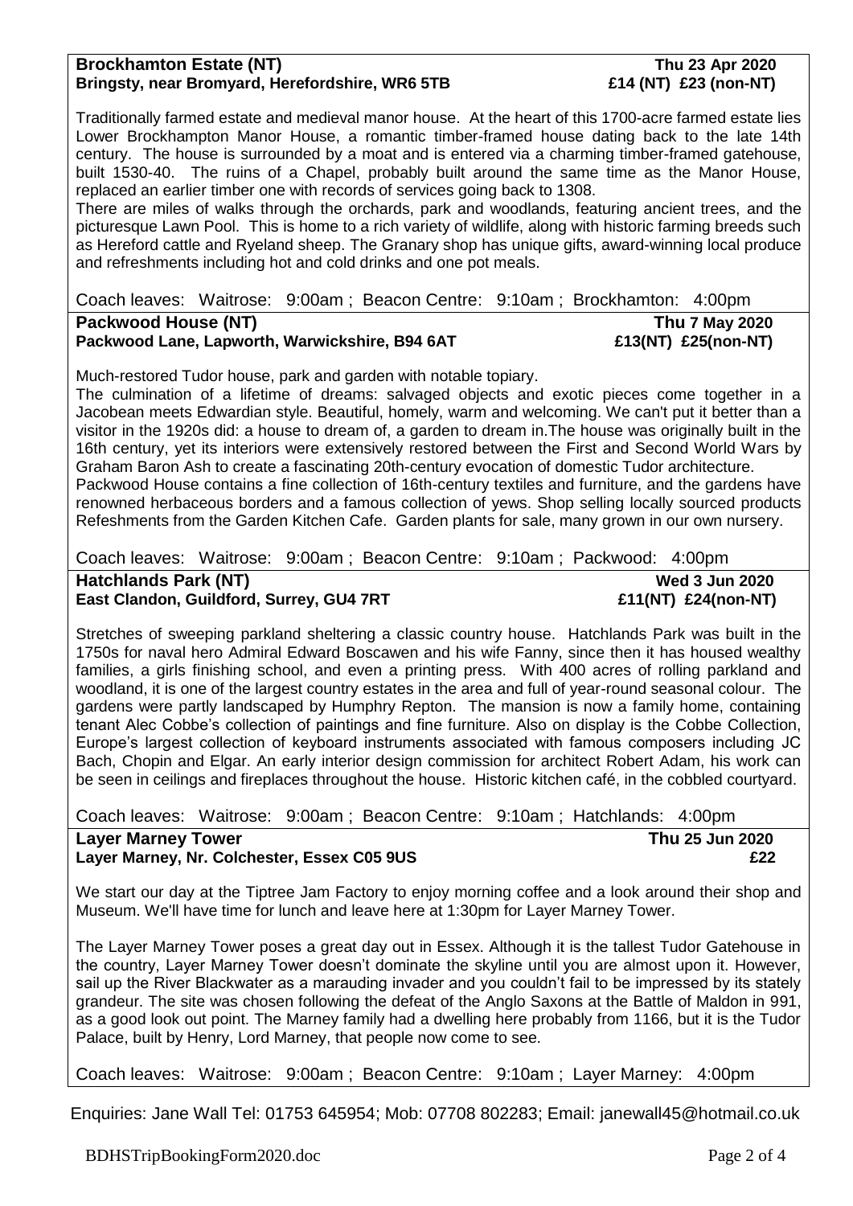**Brockhamton Estate (NT)** **Thu 23 Apr 2020**
**Bringsty, near Bromyard, Herefordshire, WR6 5TB** **£14 (NT) £23 (non-NT)**

Traditionally farmed estate and medieval manor house. At the heart of this 1700-acre farmed estate lies Lower Brockhampton Manor House, a romantic timber-framed house dating back to the late 14th century. The house is surrounded by a moat and is entered via a charming timber-framed gatehouse, built 1530-40. The ruins of a Chapel, probably built around the same time as the Manor House, replaced an earlier timber one with records of services going back to 1308.

There are miles of walks through the orchards, park and woodlands, featuring ancient trees, and the picturesque Lawn Pool. This is home to a rich variety of wildlife, along with historic farming breeds such as Hereford cattle and Ryeland sheep. The Granary shop has unique gifts, award-winning local produce and refreshments including hot and cold drinks and one pot meals.

Coach leaves: Waitrose: 9:00am ; Beacon Centre: 9:10am ; Brockhamton: 4:00pm

**Packwood House (NT)** **Thu 7 May 2020**
**Packwood Lane, Lapworth, Warwickshire, B94 6AT** **£13(NT) £25(non-NT)**

Much-restored Tudor house, park and garden with notable topiary.

The culmination of a lifetime of dreams: salvaged objects and exotic pieces come together in a Jacobean meets Edwardian style. Beautiful, homely, warm and welcoming. We can't put it better than a visitor in the 1920s did: a house to dream of, a garden to dream in.The house was originally built in the 16th century, yet its interiors were extensively restored between the First and Second World Wars by Graham Baron Ash to create a fascinating 20th-century evocation of domestic Tudor architecture.

Packwood House contains a fine collection of 16th-century textiles and furniture, and the gardens have renowned herbaceous borders and a famous collection of yews. Shop selling locally sourced products Refeshments from the Garden Kitchen Cafe. Garden plants for sale, many grown in our own nursery.

Coach leaves: Waitrose: 9:00am ; Beacon Centre: 9:10am ; Packwood: 4:00pm

**Hatchlands Park (NT)** **Wed 3 Jun 2020**
**East Clandon, Guildford, Surrey, GU4 7RT** **£11(NT) £24(non-NT)**

Stretches of sweeping parkland sheltering a classic country house. Hatchlands Park was built in the 1750s for naval hero Admiral Edward Boscawen and his wife Fanny, since then it has housed wealthy families, a girls finishing school, and even a printing press. With 400 acres of rolling parkland and woodland, it is one of the largest country estates in the area and full of year-round seasonal colour. The gardens were partly landscaped by Humphry Repton. The mansion is now a family home, containing tenant Alec Cobbe's collection of paintings and fine furniture. Also on display is the Cobbe Collection, Europe's largest collection of keyboard instruments associated with famous composers including JC Bach, Chopin and Elgar. An early interior design commission for architect Robert Adam, his work can be seen in ceilings and fireplaces throughout the house. Historic kitchen café, in the cobbled courtyard.

Coach leaves: Waitrose: 9:00am ; Beacon Centre: 9:10am ; Hatchlands: 4:00pm

**Layer Marney Tower** **Thu 25 Jun 2020**
**Layer Marney, Nr. Colchester, Essex C05 9US** **£22**

We start our day at the Tiptree Jam Factory to enjoy morning coffee and a look around their shop and Museum. We'll have time for lunch and leave here at 1:30pm for Layer Marney Tower.

The Layer Marney Tower poses a great day out in Essex. Although it is the tallest Tudor Gatehouse in the country, Layer Marney Tower doesn't dominate the skyline until you are almost upon it. However, sail up the River Blackwater as a marauding invader and you couldn't fail to be impressed by its stately grandeur. The site was chosen following the defeat of the Anglo Saxons at the Battle of Maldon in 991, as a good look out point. The Marney family had a dwelling here probably from 1166, but it is the Tudor Palace, built by Henry, Lord Marney, that people now come to see.

Coach leaves: Waitrose: 9:00am ; Beacon Centre: 9:10am ; Layer Marney: 4:00pm

Enquiries: Jane Wall Tel: 01753 645954; Mob: 07708 802283; Email: janewall45@hotmail.co.uk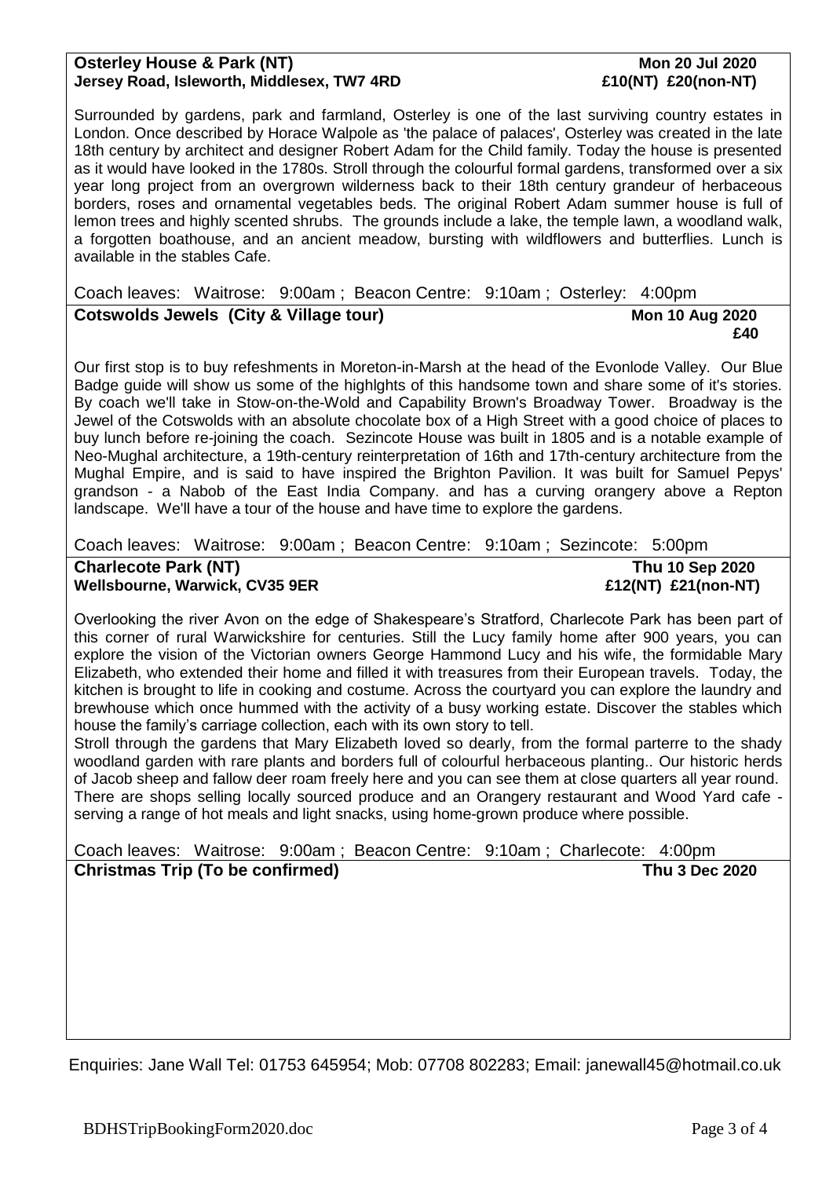**Osterley House & Park (NT)** **Mon 20 Jul 2020**
**Jersey Road, Isleworth, Middlesex, TW7 4RD** **£10(NT) £20(non-NT)**

Surrounded by gardens, park and farmland, Osterley is one of the last surviving country estates in London. Once described by Horace Walpole as 'the palace of palaces', Osterley was created in the late 18th century by architect and designer Robert Adam for the Child family. Today the house is presented as it would have looked in the 1780s. Stroll through the colourful formal gardens, transformed over a six year long project from an overgrown wilderness back to their 18th century grandeur of herbaceous borders, roses and ornamental vegetables beds. The original Robert Adam summer house is full of lemon trees and highly scented shrubs. The grounds include a lake, the temple lawn, a woodland walk, a forgotten boathouse, and an ancient meadow, bursting with wildflowers and butterflies. Lunch is available in the stables Cafe.

Coach leaves: Waitrose: 9:00am ; Beacon Centre: 9:10am ; Osterley: 4:00pm

**Cotswolds Jewels (City & Village tour)** **Mon 10 Aug 2020**
**£40**

Our first stop is to buy refeshments in Moreton-in-Marsh at the head of the Evonlode Valley. Our Blue Badge guide will show us some of the highlghts of this handsome town and share some of it's stories. By coach we'll take in Stow-on-the-Wold and Capability Brown's Broadway Tower. Broadway is the Jewel of the Cotswolds with an absolute chocolate box of a High Street with a good choice of places to buy lunch before re-joining the coach. Sezincote House was built in 1805 and is a notable example of Neo-Mughal architecture, a 19th-century reinterpretation of 16th and 17th-century architecture from the Mughal Empire, and is said to have inspired the Brighton Pavilion. It was built for Samuel Pepys' grandson - a Nabob of the East India Company. and has a curving orangery above a Repton landscape. We'll have a tour of the house and have time to explore the gardens.

Coach leaves: Waitrose: 9:00am ; Beacon Centre: 9:10am ; Sezincote: 5:00pm

**Charlecote Park (NT)** **Thu 10 Sep 2020**
**Wellsbourne, Warwick, CV35 9ER** **£12(NT) £21(non-NT)**

Overlooking the river Avon on the edge of Shakespeare's Stratford, Charlecote Park has been part of this corner of rural Warwickshire for centuries. Still the Lucy family home after 900 years, you can explore the vision of the Victorian owners George Hammond Lucy and his wife, the formidable Mary Elizabeth, who extended their home and filled it with treasures from their European travels. Today, the kitchen is brought to life in cooking and costume. Across the courtyard you can explore the laundry and brewhouse which once hummed with the activity of a busy working estate. Discover the stables which house the family's carriage collection, each with its own story to tell.

Stroll through the gardens that Mary Elizabeth loved so dearly, from the formal parterre to the shady woodland garden with rare plants and borders full of colourful herbaceous planting.. Our historic herds of Jacob sheep and fallow deer roam freely here and you can see them at close quarters all year round. There are shops selling locally sourced produce and an Orangery restaurant and Wood Yard cafe - serving a range of hot meals and light snacks, using home-grown produce where possible.

Coach leaves: Waitrose: 9:00am ; Beacon Centre: 9:10am ; Charlecote: 4:00pm

**Christmas Trip (To be confirmed)** **Thu 3 Dec 2020**

Enquiries: Jane Wall Tel: 01753 645954; Mob: 07708 802283; Email: janewall45@hotmail.co.uk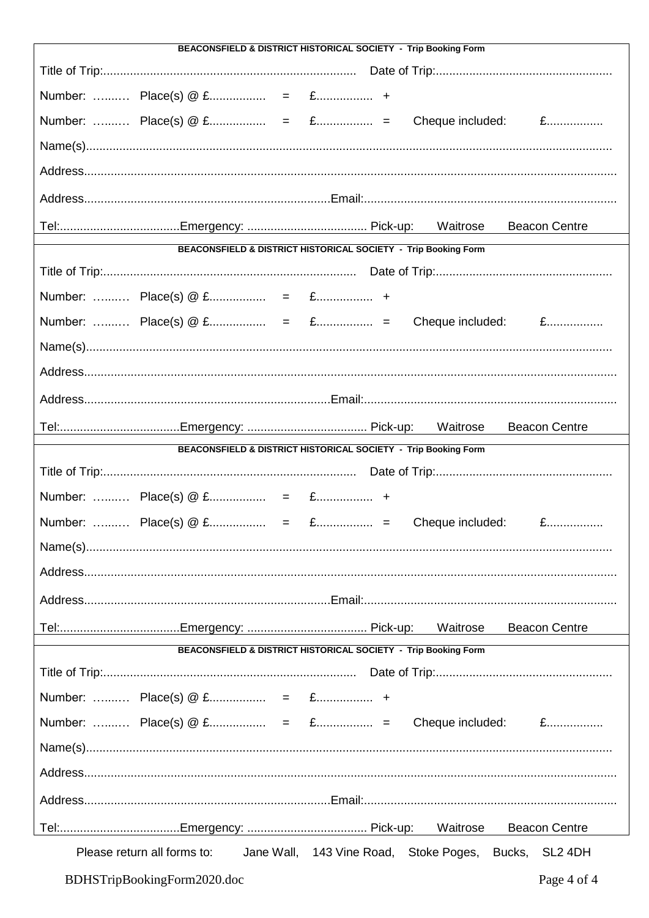**BEACONSFIELD & DISTRICT HISTORICAL SOCIETY - Trip Booking Form**

Title of Trip:........................................................................... Date of Trip:.....................................................

Number: …....… Place(s) @ £................. = £................. +

Number: …....… Place(s) @ £................. = £................. = Cheque included: £.................

Name(s)............................................................................................................................................

Address.............................................................................................................................................

Address.........................................................................Email:..........................................................................

Tel:....................................Emergency: .................................... Pick-up: Waitrose Beacon Centre

---

**BEACONSFIELD & DISTRICT HISTORICAL SOCIETY - Trip Booking Form**

Title of Trip:........................................................................... Date of Trip:.....................................................

Number: …....… Place(s) @ £................. = £................. +

Number: …....… Place(s) @ £................. = £................. = Cheque included: £.................

Name(s)............................................................................................................................................

Address.............................................................................................................................................

Address.........................................................................Email:..........................................................................

Tel:....................................Emergency: .................................... Pick-up: Waitrose Beacon Centre

---

**BEACONSFIELD & DISTRICT HISTORICAL SOCIETY - Trip Booking Form**

Title of Trip:........................................................................... Date of Trip:.....................................................

Number: …....… Place(s) @ £................. = £................. +

Number: …....… Place(s) @ £................. = £................. = Cheque included: £.................

Name(s)............................................................................................................................................

Address.............................................................................................................................................

Address.........................................................................Email:..........................................................................

Tel:....................................Emergency: .................................... Pick-up: Waitrose Beacon Centre

---

**BEACONSFIELD & DISTRICT HISTORICAL SOCIETY - Trip Booking Form**

Title of Trip:........................................................................... Date of Trip:.....................................................

Number: …....… Place(s) @ £................. = £................. +

Number: …....… Place(s) @ £................. = £................. = Cheque included: £.................

Name(s)............................................................................................................................................

Address.............................................................................................................................................

Address.........................................................................Email:..........................................................................

Tel:....................................Emergency: .................................... Pick-up: Waitrose Beacon Centre

---

Please return all forms to: Jane Wall, 143 Vine Road, Stoke Poges, Bucks, SL2 4DH

BDHSTripBookingForm2020.doc